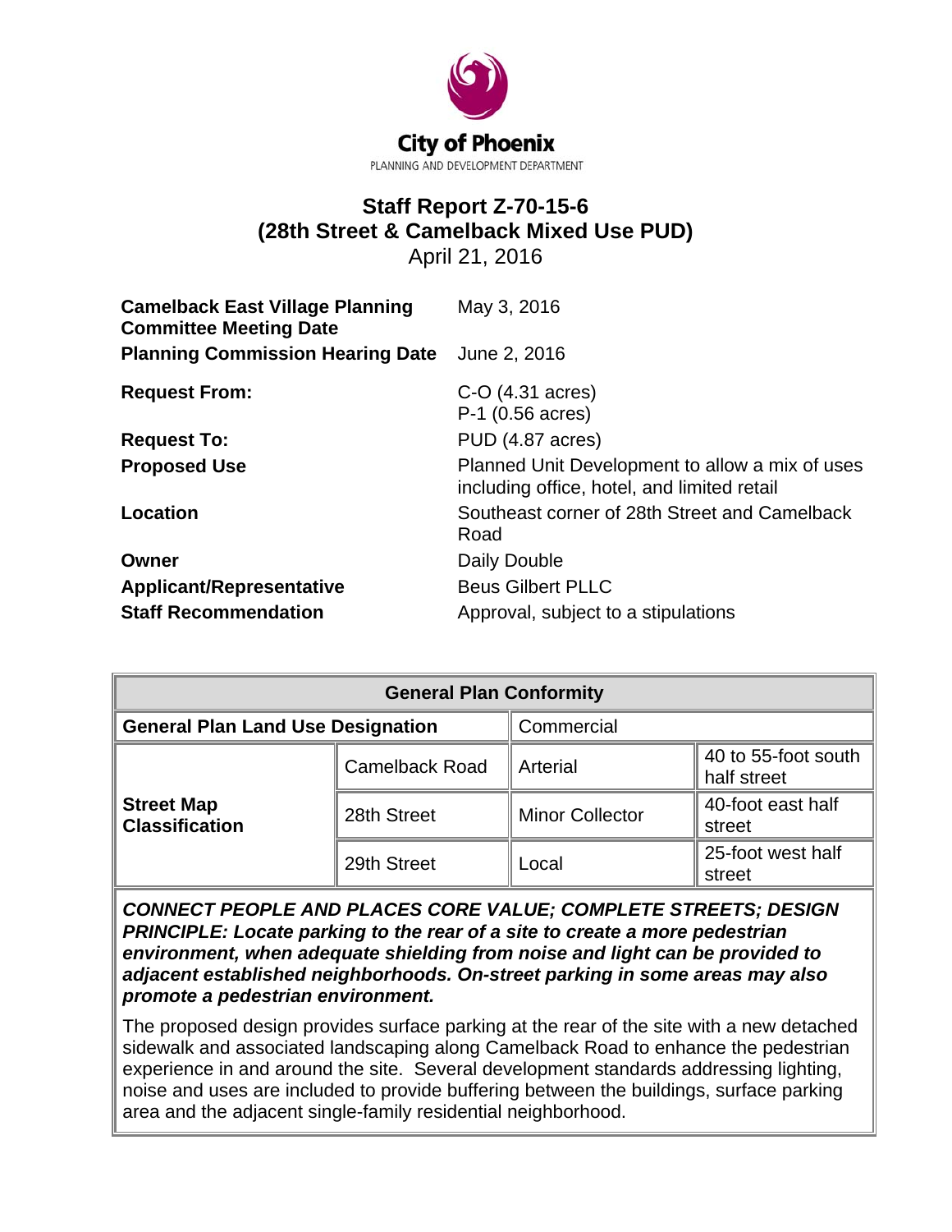City of Phoenix

PLANNING AND DEVELOPMENT DEPARTMENT

# Staff Report Z-70-15-6
## (28th Street & Camelback Mixed Use PUD)

April 21, 2016

| | |
|---|---|
| **Camelback East Village Planning Committee Meeting Date** | May 3, 2016 |
| **Planning Commission Hearing Date** | June 2, 2016 |
| **Request From:** | C-O (4.31 acres)<br>P-1 (0.56 acres) |
| **Request To:** | PUD (4.87 acres) |
| **Proposed Use** | Planned Unit Development to allow a mix of uses including office, hotel, and limited retail |
| **Location** | Southeast corner of 28th Street and Camelback Road |
| **Owner** | Daily Double |
| **Applicant/Representative** | Beus Gilbert PLLC |
| **Staff Recommendation** | Approval, subject to a stipulations |

| **General Plan Conformity** | | | |
|---|---|---|---|
| **General Plan Land Use Designation** | | Commercial | |
| **Street Map Classification** | Camelback Road | Arterial | 40 to 55-foot south half street |
| | 28th Street | Minor Collector | 40-foot east half street |
| | 29th Street | Local | 25-foot west half street |

***CONNECT PEOPLE AND PLACES CORE VALUE; COMPLETE STREETS; DESIGN PRINCIPLE: Locate parking to the rear of a site to create a more pedestrian environment, when adequate shielding from noise and light can be provided to adjacent established neighborhoods. On-street parking in some areas may also promote a pedestrian environment.***

The proposed design provides surface parking at the rear of the site with a new detached sidewalk and associated landscaping along Camelback Road to enhance the pedestrian experience in and around the site. Several development standards addressing lighting, noise and uses are included to provide buffering between the buildings, surface parking area and the adjacent single-family residential neighborhood.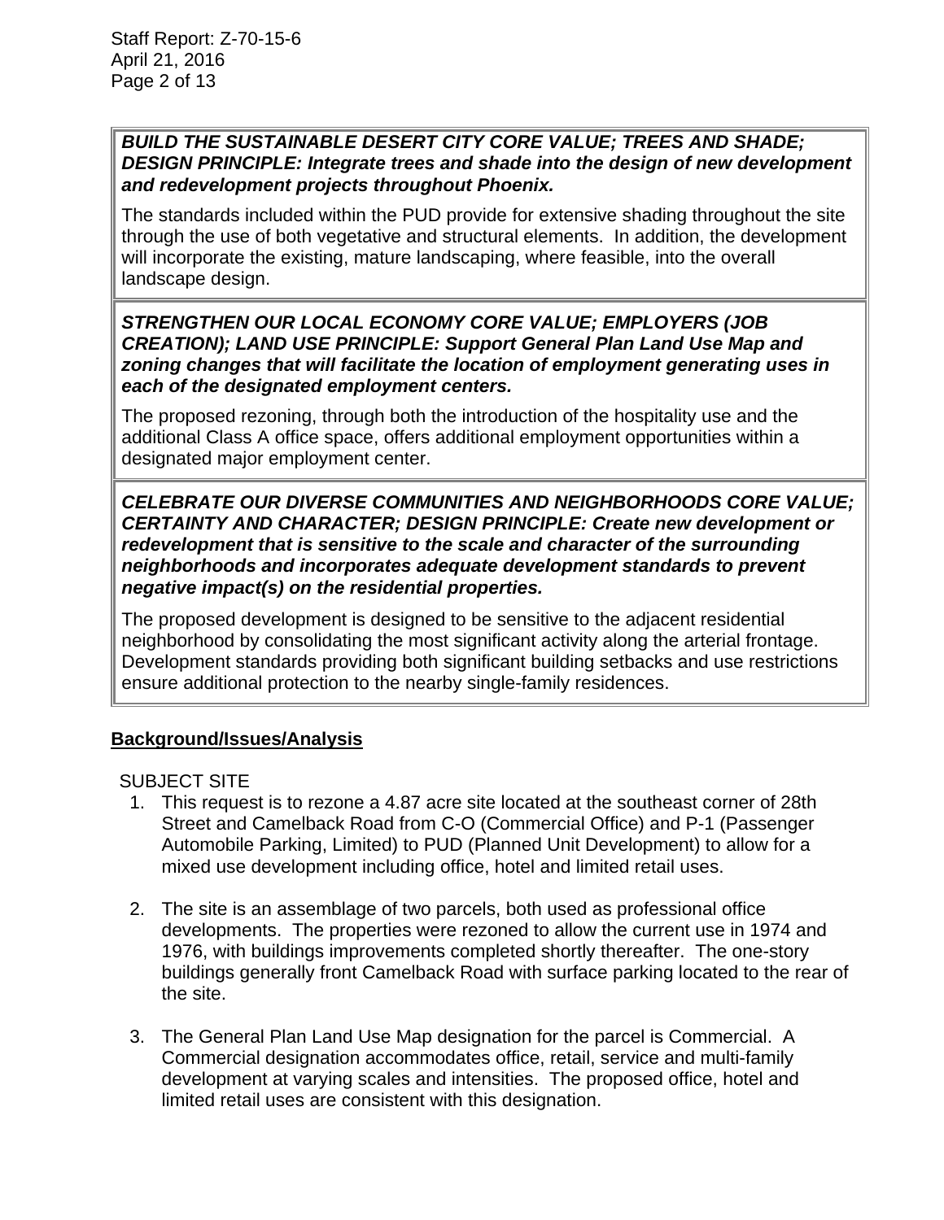***BUILD THE SUSTAINABLE DESERT CITY CORE VALUE; TREES AND SHADE; DESIGN PRINCIPLE: Integrate trees and shade into the design of new development and redevelopment projects throughout Phoenix.***

The standards included within the PUD provide for extensive shading throughout the site through the use of both vegetative and structural elements. In addition, the development will incorporate the existing, mature landscaping, where feasible, into the overall landscape design.

***STRENGTHEN OUR LOCAL ECONOMY CORE VALUE; EMPLOYERS (JOB CREATION); LAND USE PRINCIPLE: Support General Plan Land Use Map and zoning changes that will facilitate the location of employment generating uses in each of the designated employment centers.***

The proposed rezoning, through both the introduction of the hospitality use and the additional Class A office space, offers additional employment opportunities within a designated major employment center.

***CELEBRATE OUR DIVERSE COMMUNITIES AND NEIGHBORHOODS CORE VALUE; CERTAINTY AND CHARACTER; DESIGN PRINCIPLE: Create new development or redevelopment that is sensitive to the scale and character of the surrounding neighborhoods and incorporates adequate development standards to prevent negative impact(s) on the residential properties.***

The proposed development is designed to be sensitive to the adjacent residential neighborhood by consolidating the most significant activity along the arterial frontage. Development standards providing both significant building setbacks and use restrictions ensure additional protection to the nearby single-family residences.

## Background/Issues/Analysis

SUBJECT SITE

1. This request is to rezone a 4.87 acre site located at the southeast corner of 28th Street and Camelback Road from C-O (Commercial Office) and P-1 (Passenger Automobile Parking, Limited) to PUD (Planned Unit Development) to allow for a mixed use development including office, hotel and limited retail uses.

2. The site is an assemblage of two parcels, both used as professional office developments. The properties were rezoned to allow the current use in 1974 and 1976, with buildings improvements completed shortly thereafter. The one-story buildings generally front Camelback Road with surface parking located to the rear of the site.

3. The General Plan Land Use Map designation for the parcel is Commercial. A Commercial designation accommodates office, retail, service and multi-family development at varying scales and intensities. The proposed office, hotel and limited retail uses are consistent with this designation.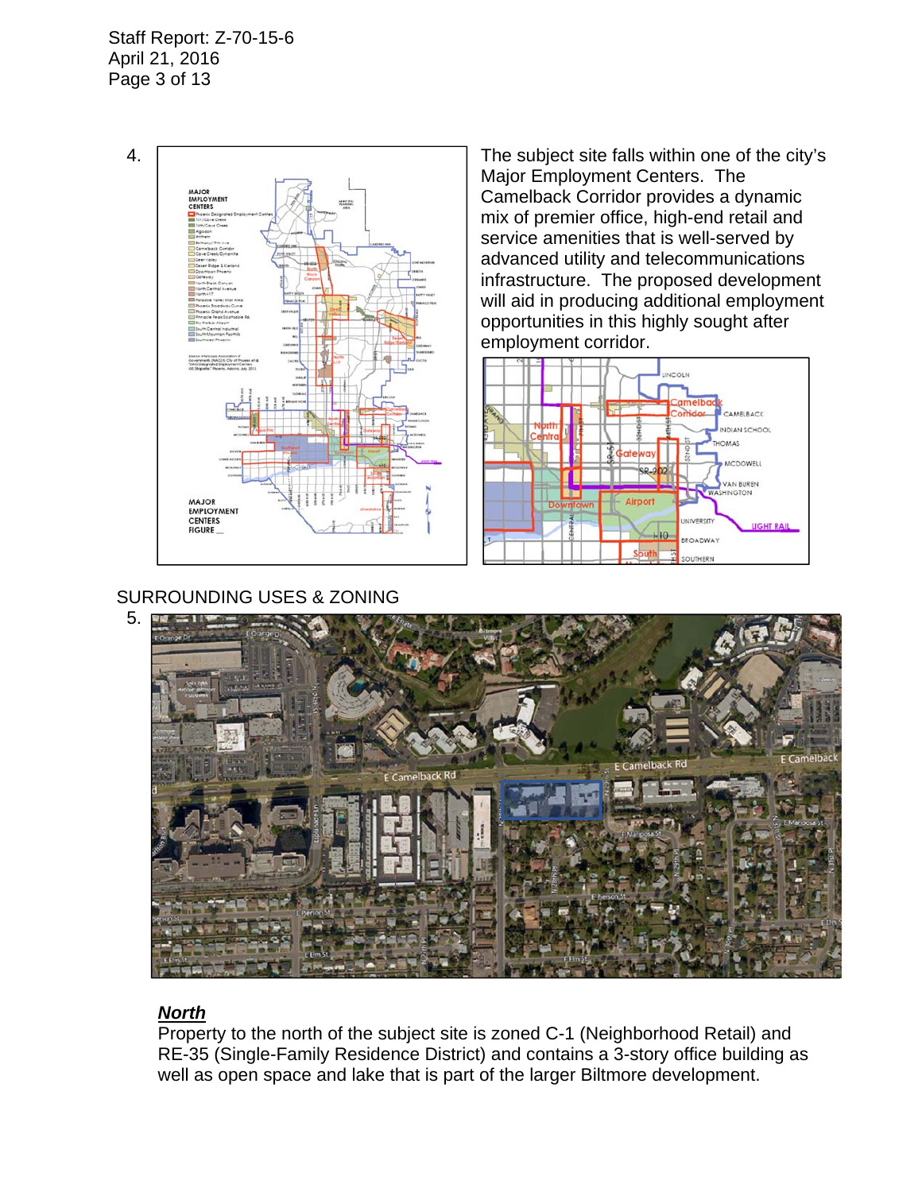4. The subject site falls within one of the city's Major Employment Centers. The Camelback Corridor provides a dynamic mix of premier office, high-end retail and service amenities that is well-served by advanced utility and telecommunications infrastructure. The proposed development will aid in producing additional employment opportunities in this highly sought after employment corridor.

## SURROUNDING USES & ZONING

5.

***North***

Property to the north of the subject site is zoned C-1 (Neighborhood Retail) and RE-35 (Single-Family Residence District) and contains a 3-story office building as well as open space and lake that is part of the larger Biltmore development.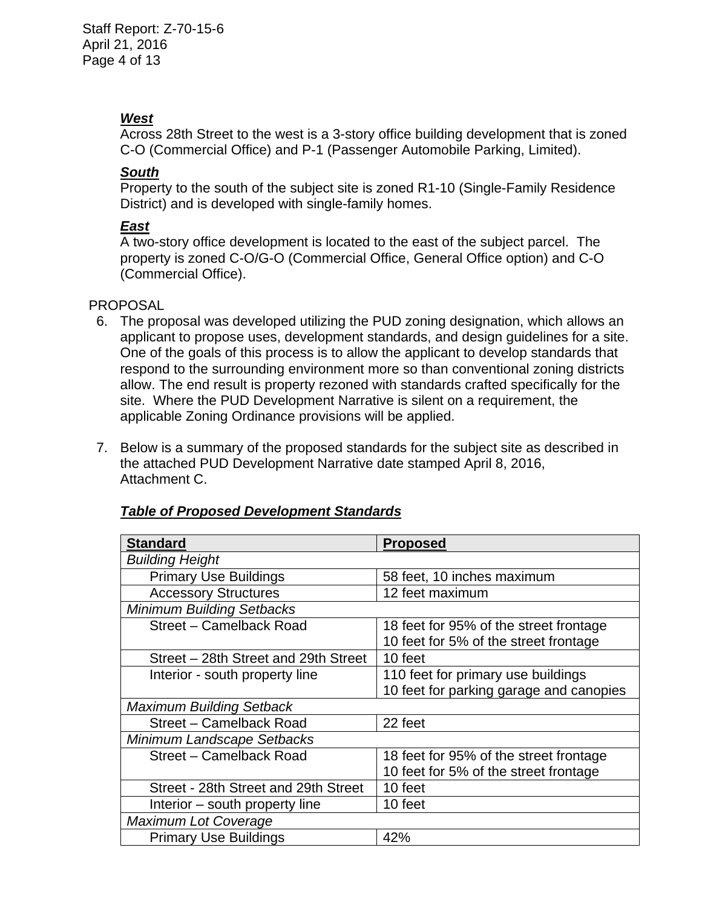***West***
Across 28th Street to the west is a 3-story office building development that is zoned C-O (Commercial Office) and P-1 (Passenger Automobile Parking, Limited).

***South***
Property to the south of the subject site is zoned R1-10 (Single-Family Residence District) and is developed with single-family homes.

***East***
A two-story office development is located to the east of the subject parcel. The property is zoned C-O/G-O (Commercial Office, General Office option) and C-O (Commercial Office).

PROPOSAL

6. The proposal was developed utilizing the PUD zoning designation, which allows an applicant to propose uses, development standards, and design guidelines for a site. One of the goals of this process is to allow the applicant to develop standards that respond to the surrounding environment more so than conventional zoning districts allow. The end result is property rezoned with standards crafted specifically for the site. Where the PUD Development Narrative is silent on a requirement, the applicable Zoning Ordinance provisions will be applied.

7. Below is a summary of the proposed standards for the subject site as described in the attached PUD Development Narrative date stamped April 8, 2016, Attachment C.

***Table of Proposed Development Standards***

| **Standard** | **Proposed** |
|---|---|
| *Building Height* | |
| Primary Use Buildings | 58 feet, 10 inches maximum |
| Accessory Structures | 12 feet maximum |
| *Minimum Building Setbacks* | |
| Street – Camelback Road | 18 feet for 95% of the street frontage<br>10 feet for 5% of the street frontage |
| Street – 28th Street and 29th Street | 10 feet |
| Interior - south property line | 110 feet for primary use buildings<br>10 feet for parking garage and canopies |
| *Maximum Building Setback* | |
| Street – Camelback Road | 22 feet |
| *Minimum Landscape Setbacks* | |
| Street – Camelback Road | 18 feet for 95% of the street frontage<br>10 feet for 5% of the street frontage |
| Street - 28th Street and 29th Street | 10 feet |
| Interior – south property line | 10 feet |
| *Maximum Lot Coverage* | |
| Primary Use Buildings | 42% |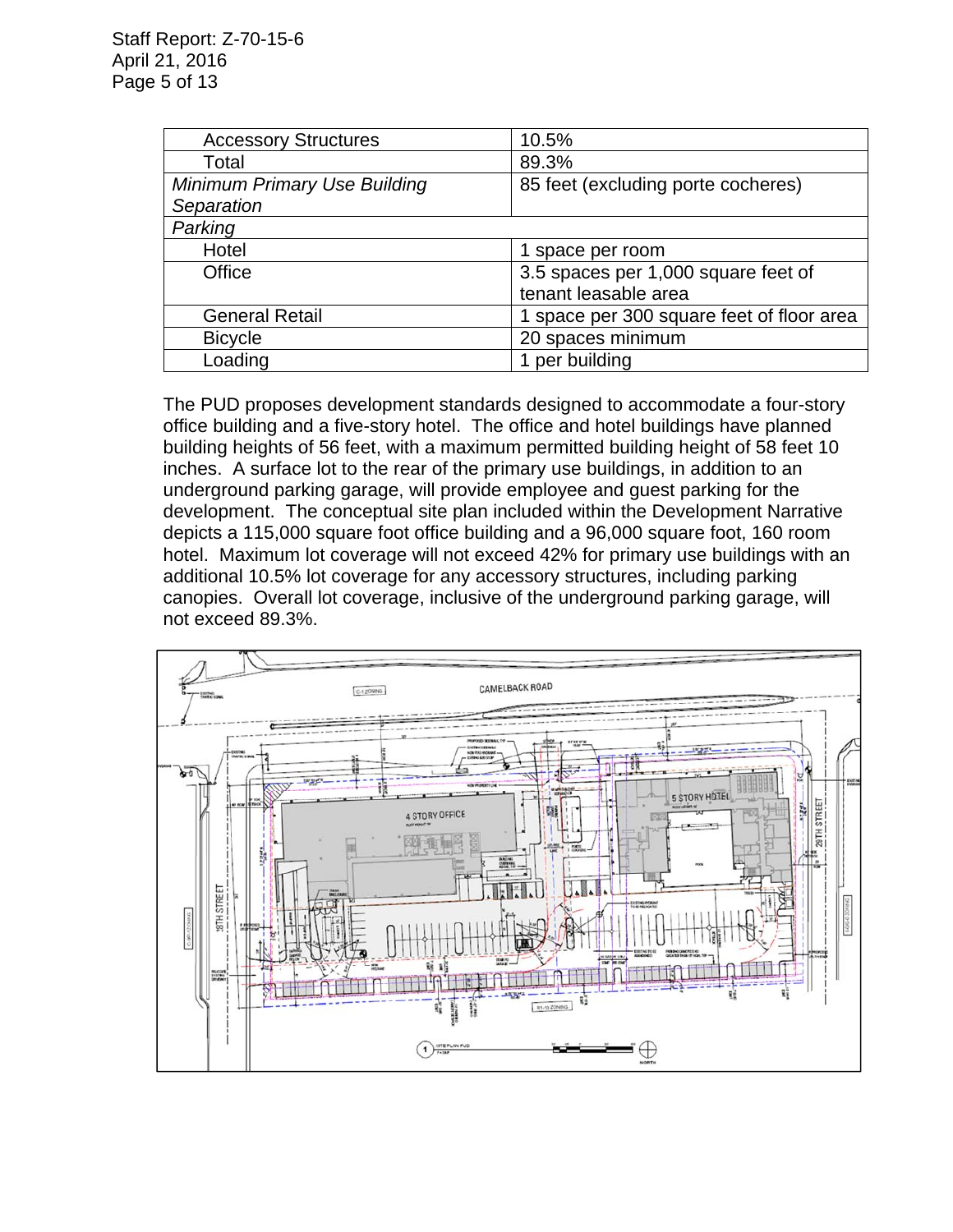| Accessory Structures | 10.5% |
|---|---|
| Total | 89.3% |
| *Minimum Primary Use Building Separation* | 85 feet (excluding porte cocheres) |
| *Parking* | |
| Hotel | 1 space per room |
| Office | 3.5 spaces per 1,000 square feet of tenant leasable area |
| General Retail | 1 space per 300 square feet of floor area |
| Bicycle | 20 spaces minimum |
| Loading | 1 per building |

The PUD proposes development standards designed to accommodate a four-story office building and a five-story hotel. The office and hotel buildings have planned building heights of 56 feet, with a maximum permitted building height of 58 feet 10 inches. A surface lot to the rear of the primary use buildings, in addition to an underground parking garage, will provide employee and guest parking for the development. The conceptual site plan included within the Development Narrative depicts a 115,000 square foot office building and a 96,000 square foot, 160 room hotel. Maximum lot coverage will not exceed 42% for primary use buildings with an additional 10.5% lot coverage for any accessory structures, including parking canopies. Overall lot coverage, inclusive of the underground parking garage, will not exceed 89.3%.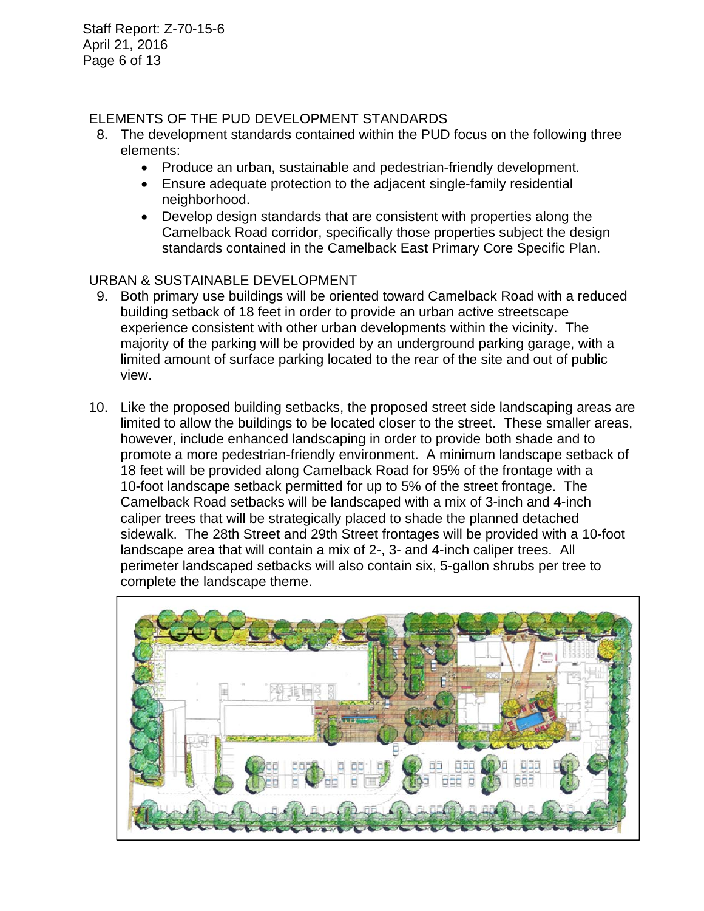## ELEMENTS OF THE PUD DEVELOPMENT STANDARDS

8. The development standards contained within the PUD focus on the following three elements:
   - Produce an urban, sustainable and pedestrian-friendly development.
   - Ensure adequate protection to the adjacent single-family residential neighborhood.
   - Develop design standards that are consistent with properties along the Camelback Road corridor, specifically those properties subject the design standards contained in the Camelback East Primary Core Specific Plan.

## URBAN & SUSTAINABLE DEVELOPMENT

9. Both primary use buildings will be oriented toward Camelback Road with a reduced building setback of 18 feet in order to provide an urban active streetscape experience consistent with other urban developments within the vicinity. The majority of the parking will be provided by an underground parking garage, with a limited amount of surface parking located to the rear of the site and out of public view.

10. Like the proposed building setbacks, the proposed street side landscaping areas are limited to allow the buildings to be located closer to the street. These smaller areas, however, include enhanced landscaping in order to provide both shade and to promote a more pedestrian-friendly environment. A minimum landscape setback of 18 feet will be provided along Camelback Road for 95% of the frontage with a 10-foot landscape setback permitted for up to 5% of the street frontage. The Camelback Road setbacks will be landscaped with a mix of 3-inch and 4-inch caliper trees that will be strategically placed to shade the planned detached sidewalk. The 28th Street and 29th Street frontages will be provided with a 10-foot landscape area that will contain a mix of 2-, 3- and 4-inch caliper trees. All perimeter landscaped setbacks will also contain six, 5-gallon shrubs per tree to complete the landscape theme.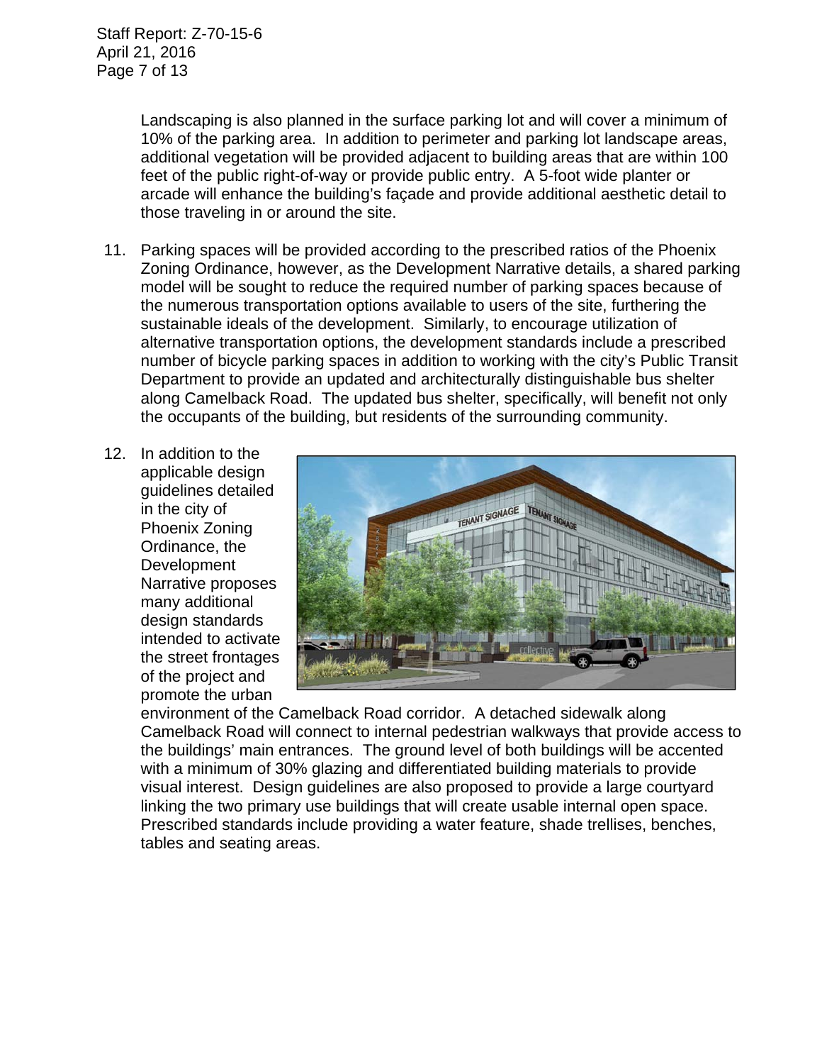Landscaping is also planned in the surface parking lot and will cover a minimum of 10% of the parking area. In addition to perimeter and parking lot landscape areas, additional vegetation will be provided adjacent to building areas that are within 100 feet of the public right-of-way or provide public entry. A 5-foot wide planter or arcade will enhance the building's façade and provide additional aesthetic detail to those traveling in or around the site.

11. Parking spaces will be provided according to the prescribed ratios of the Phoenix Zoning Ordinance, however, as the Development Narrative details, a shared parking model will be sought to reduce the required number of parking spaces because of the numerous transportation options available to users of the site, furthering the sustainable ideals of the development. Similarly, to encourage utilization of alternative transportation options, the development standards include a prescribed number of bicycle parking spaces in addition to working with the city's Public Transit Department to provide an updated and architecturally distinguishable bus shelter along Camelback Road. The updated bus shelter, specifically, will benefit not only the occupants of the building, but residents of the surrounding community.

12. In addition to the applicable design guidelines detailed in the city of Phoenix Zoning Ordinance, the Development Narrative proposes many additional design standards intended to activate the street frontages of the project and promote the urban environment of the Camelback Road corridor. A detached sidewalk along Camelback Road will connect to internal pedestrian walkways that provide access to the buildings' main entrances. The ground level of both buildings will be accented with a minimum of 30% glazing and differentiated building materials to provide visual interest. Design guidelines are also proposed to provide a large courtyard linking the two primary use buildings that will create usable internal open space. Prescribed standards include providing a water feature, shade trellises, benches, tables and seating areas.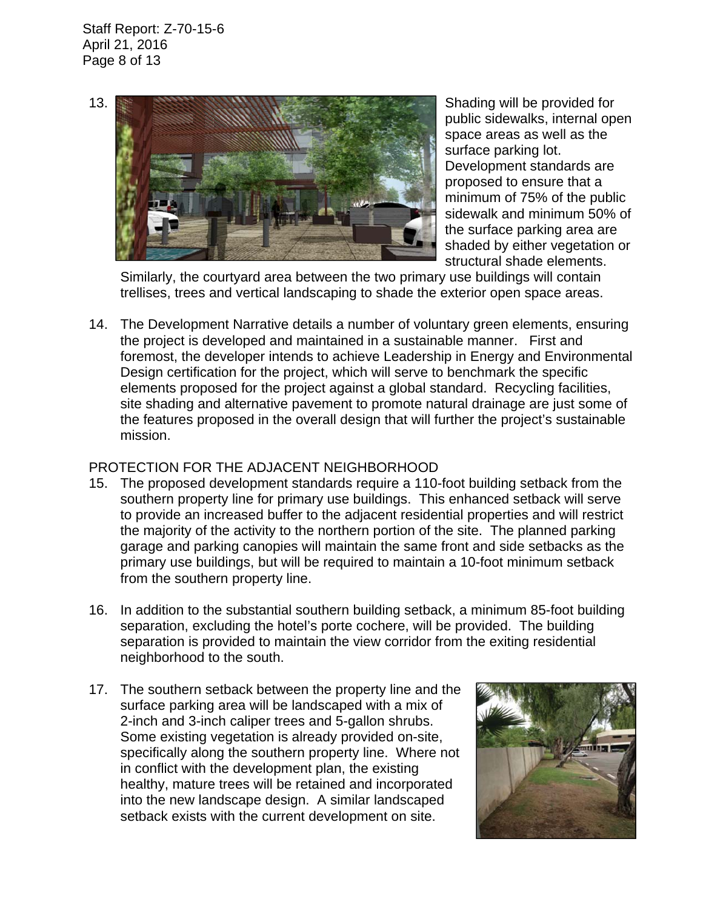13. Shading will be provided for public sidewalks, internal open space areas as well as the surface parking lot. Development standards are proposed to ensure that a minimum of 75% of the public sidewalk and minimum 50% of the surface parking area are shaded by either vegetation or structural shade elements. Similarly, the courtyard area between the two primary use buildings will contain trellises, trees and vertical landscaping to shade the exterior open space areas.

14. The Development Narrative details a number of voluntary green elements, ensuring the project is developed and maintained in a sustainable manner. First and foremost, the developer intends to achieve Leadership in Energy and Environmental Design certification for the project, which will serve to benchmark the specific elements proposed for the project against a global standard. Recycling facilities, site shading and alternative pavement to promote natural drainage are just some of the features proposed in the overall design that will further the project's sustainable mission.

PROTECTION FOR THE ADJACENT NEIGHBORHOOD

15. The proposed development standards require a 110-foot building setback from the southern property line for primary use buildings. This enhanced setback will serve to provide an increased buffer to the adjacent residential properties and will restrict the majority of the activity to the northern portion of the site. The planned parking garage and parking canopies will maintain the same front and side setbacks as the primary use buildings, but will be required to maintain a 10-foot minimum setback from the southern property line.

16. In addition to the substantial southern building setback, a minimum 85-foot building separation, excluding the hotel's porte cochere, will be provided. The building separation is provided to maintain the view corridor from the exiting residential neighborhood to the south.

17. The southern setback between the property line and the surface parking area will be landscaped with a mix of 2-inch and 3-inch caliper trees and 5-gallon shrubs. Some existing vegetation is already provided on-site, specifically along the southern property line. Where not in conflict with the development plan, the existing healthy, mature trees will be retained and incorporated into the new landscape design. A similar landscaped setback exists with the current development on site.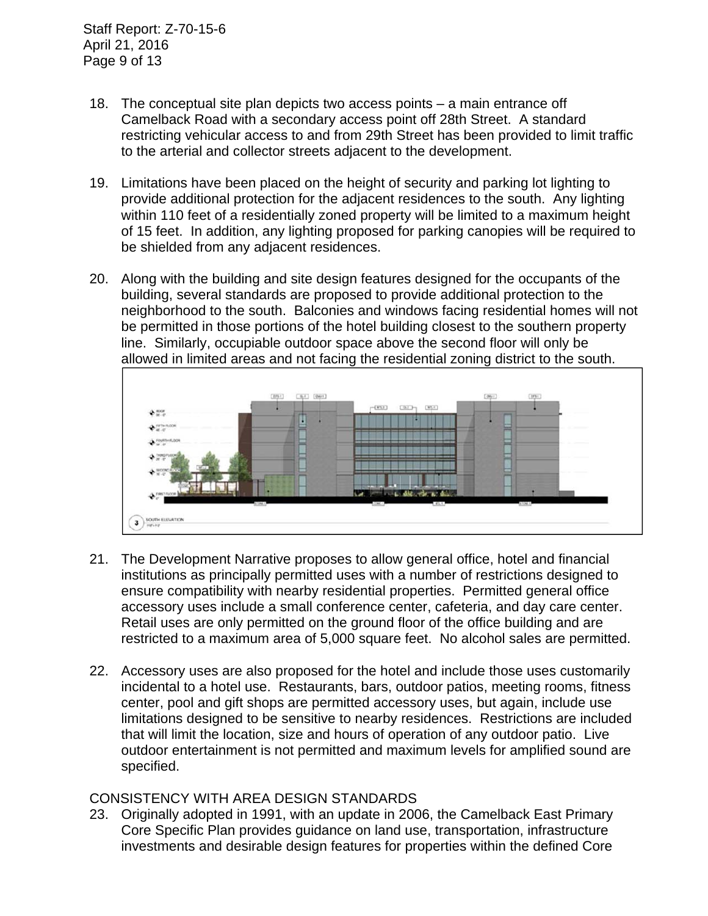18. The conceptual site plan depicts two access points – a main entrance off Camelback Road with a secondary access point off 28th Street. A standard restricting vehicular access to and from 29th Street has been provided to limit traffic to the arterial and collector streets adjacent to the development.

19. Limitations have been placed on the height of security and parking lot lighting to provide additional protection for the adjacent residences to the south. Any lighting within 110 feet of a residentially zoned property will be limited to a maximum height of 15 feet. In addition, any lighting proposed for parking canopies will be required to be shielded from any adjacent residences.

20. Along with the building and site design features designed for the occupants of the building, several standards are proposed to provide additional protection to the neighborhood to the south. Balconies and windows facing residential homes will not be permitted in those portions of the hotel building closest to the southern property line. Similarly, occupiable outdoor space above the second floor will only be allowed in limited areas and not facing the residential zoning district to the south.

21. The Development Narrative proposes to allow general office, hotel and financial institutions as principally permitted uses with a number of restrictions designed to ensure compatibility with nearby residential properties. Permitted general office accessory uses include a small conference center, cafeteria, and day care center. Retail uses are only permitted on the ground floor of the office building and are restricted to a maximum area of 5,000 square feet. No alcohol sales are permitted.

22. Accessory uses are also proposed for the hotel and include those uses customarily incidental to a hotel use. Restaurants, bars, outdoor patios, meeting rooms, fitness center, pool and gift shops are permitted accessory uses, but again, include use limitations designed to be sensitive to nearby residences. Restrictions are included that will limit the location, size and hours of operation of any outdoor patio. Live outdoor entertainment is not permitted and maximum levels for amplified sound are specified.

CONSISTENCY WITH AREA DESIGN STANDARDS

23. Originally adopted in 1991, with an update in 2006, the Camelback East Primary Core Specific Plan provides guidance on land use, transportation, infrastructure investments and desirable design features for properties within the defined Core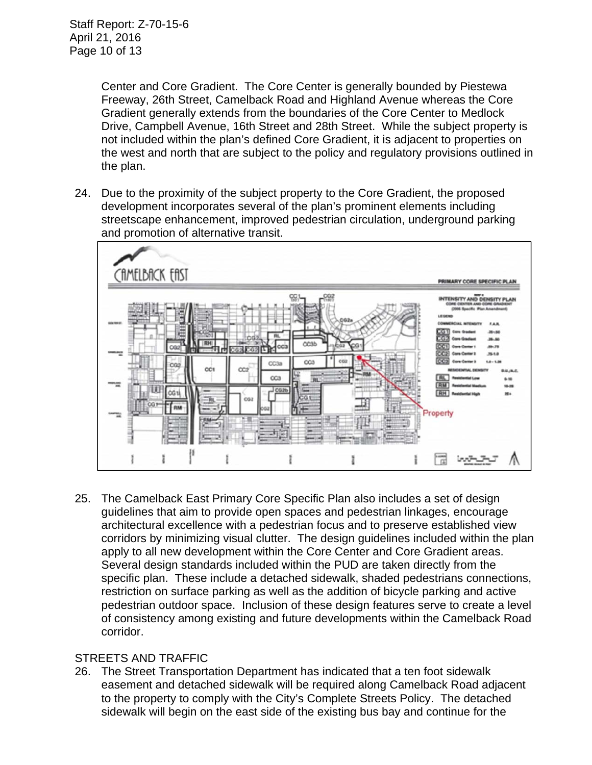Center and Core Gradient. The Core Center is generally bounded by Piestewa Freeway, 26th Street, Camelback Road and Highland Avenue whereas the Core Gradient generally extends from the boundaries of the Core Center to Medlock Drive, Campbell Avenue, 16th Street and 28th Street. While the subject property is not included within the plan's defined Core Gradient, it is adjacent to properties on the west and north that are subject to the policy and regulatory provisions outlined in the plan.

24. Due to the proximity of the subject property to the Core Gradient, the proposed development incorporates several of the plan's prominent elements including streetscape enhancement, improved pedestrian circulation, underground parking and promotion of alternative transit.

25. The Camelback East Primary Core Specific Plan also includes a set of design guidelines that aim to provide open spaces and pedestrian linkages, encourage architectural excellence with a pedestrian focus and to preserve established view corridors by minimizing visual clutter. The design guidelines included within the plan apply to all new development within the Core Center and Core Gradient areas. Several design standards included within the PUD are taken directly from the specific plan. These include a detached sidewalk, shaded pedestrians connections, restriction on surface parking as well as the addition of bicycle parking and active pedestrian outdoor space. Inclusion of these design features serve to create a level of consistency among existing and future developments within the Camelback Road corridor.

STREETS AND TRAFFIC

26. The Street Transportation Department has indicated that a ten foot sidewalk easement and detached sidewalk will be required along Camelback Road adjacent to the property to comply with the City's Complete Streets Policy. The detached sidewalk will begin on the east side of the existing bus bay and continue for the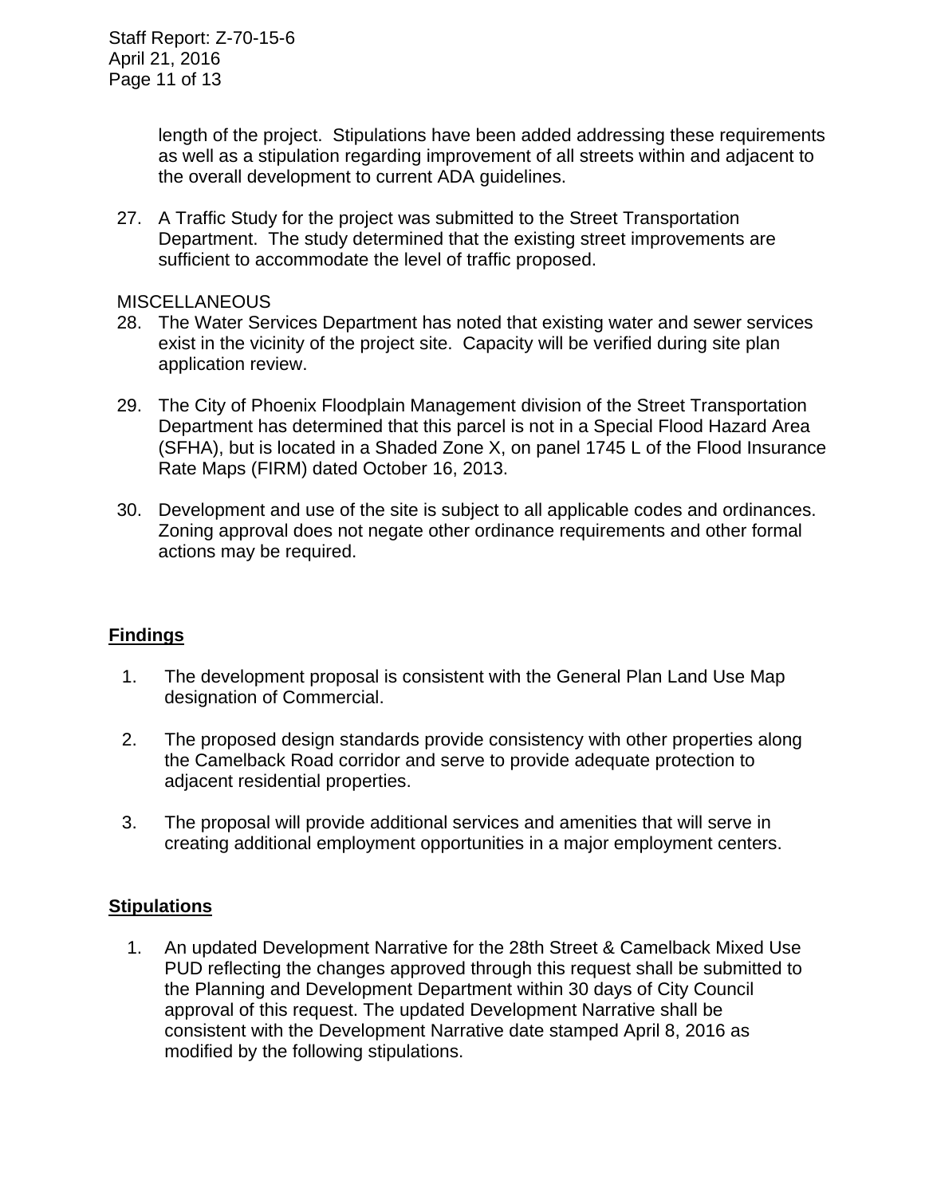length of the project. Stipulations have been added addressing these requirements as well as a stipulation regarding improvement of all streets within and adjacent to the overall development to current ADA guidelines.

27. A Traffic Study for the project was submitted to the Street Transportation Department. The study determined that the existing street improvements are sufficient to accommodate the level of traffic proposed.

MISCELLANEOUS

28. The Water Services Department has noted that existing water and sewer services exist in the vicinity of the project site. Capacity will be verified during site plan application review.

29. The City of Phoenix Floodplain Management division of the Street Transportation Department has determined that this parcel is not in a Special Flood Hazard Area (SFHA), but is located in a Shaded Zone X, on panel 1745 L of the Flood Insurance Rate Maps (FIRM) dated October 16, 2013.

30. Development and use of the site is subject to all applicable codes and ordinances. Zoning approval does not negate other ordinance requirements and other formal actions may be required.

## Findings

1. The development proposal is consistent with the General Plan Land Use Map designation of Commercial.

2. The proposed design standards provide consistency with other properties along the Camelback Road corridor and serve to provide adequate protection to adjacent residential properties.

3. The proposal will provide additional services and amenities that will serve in creating additional employment opportunities in a major employment centers.

## Stipulations

1. An updated Development Narrative for the 28th Street & Camelback Mixed Use PUD reflecting the changes approved through this request shall be submitted to the Planning and Development Department within 30 days of City Council approval of this request. The updated Development Narrative shall be consistent with the Development Narrative date stamped April 8, 2016 as modified by the following stipulations.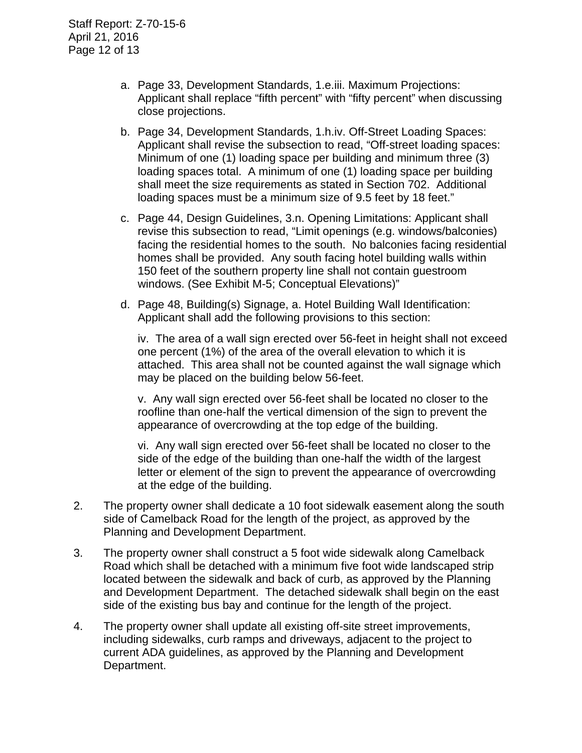a. Page 33, Development Standards, 1.e.iii. Maximum Projections: Applicant shall replace "fifth percent" with "fifty percent" when discussing close projections.

b. Page 34, Development Standards, 1.h.iv. Off-Street Loading Spaces: Applicant shall revise the subsection to read, "Off-street loading spaces: Minimum of one (1) loading space per building and minimum three (3) loading spaces total. A minimum of one (1) loading space per building shall meet the size requirements as stated in Section 702. Additional loading spaces must be a minimum size of 9.5 feet by 18 feet."

c. Page 44, Design Guidelines, 3.n. Opening Limitations: Applicant shall revise this subsection to read, "Limit openings (e.g. windows/balconies) facing the residential homes to the south. No balconies facing residential homes shall be provided. Any south facing hotel building walls within 150 feet of the southern property line shall not contain guestroom windows. (See Exhibit M-5; Conceptual Elevations)"

d. Page 48, Building(s) Signage, a. Hotel Building Wall Identification: Applicant shall add the following provisions to this section:

   iv. The area of a wall sign erected over 56-feet in height shall not exceed one percent (1%) of the area of the overall elevation to which it is attached. This area shall not be counted against the wall signage which may be placed on the building below 56-feet.

   v. Any wall sign erected over 56-feet shall be located no closer to the roofline than one-half the vertical dimension of the sign to prevent the appearance of overcrowding at the top edge of the building.

   vi. Any wall sign erected over 56-feet shall be located no closer to the side of the edge of the building than one-half the width of the largest letter or element of the sign to prevent the appearance of overcrowding at the edge of the building.

2. The property owner shall dedicate a 10 foot sidewalk easement along the south side of Camelback Road for the length of the project, as approved by the Planning and Development Department.

3. The property owner shall construct a 5 foot wide sidewalk along Camelback Road which shall be detached with a minimum five foot wide landscaped strip located between the sidewalk and back of curb, as approved by the Planning and Development Department. The detached sidewalk shall begin on the east side of the existing bus bay and continue for the length of the project.

4. The property owner shall update all existing off-site street improvements, including sidewalks, curb ramps and driveways, adjacent to the project to current ADA guidelines, as approved by the Planning and Development Department.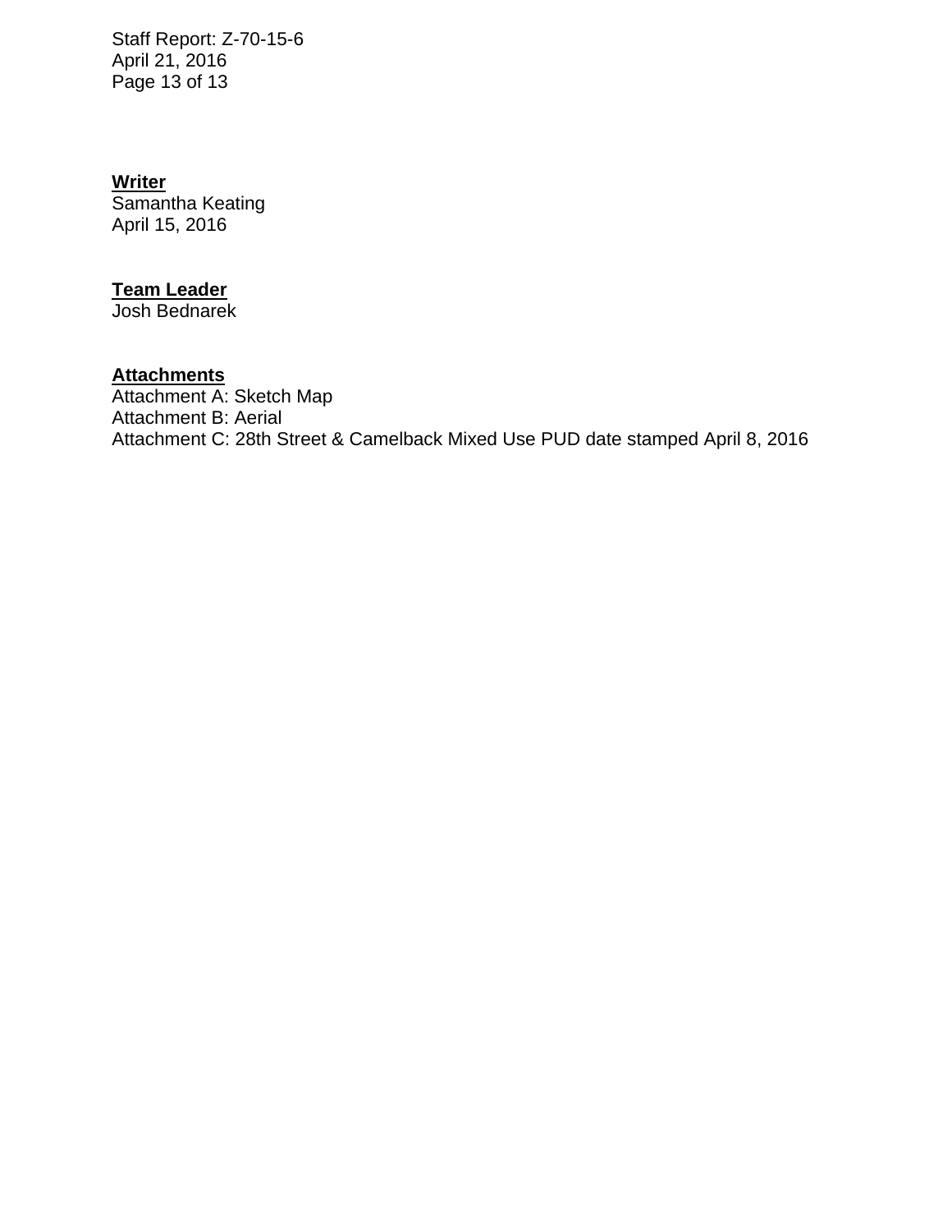**Writer**
Samantha Keating
April 15, 2016

**Team Leader**
Josh Bednarek

**Attachments**
Attachment A: Sketch Map
Attachment B: Aerial
Attachment C: 28th Street & Camelback Mixed Use PUD date stamped April 8, 2016